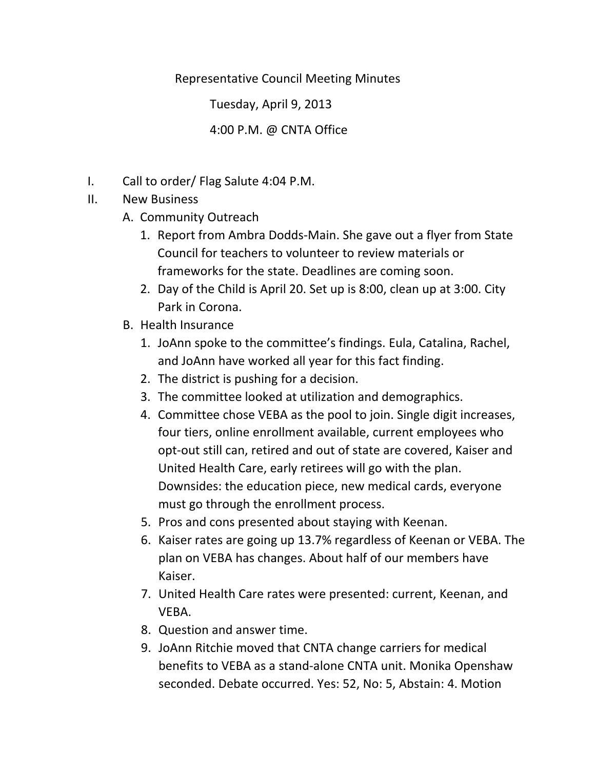# Representative Council Meeting Minutes

Tuesday, April 9, 2013

4:00 P.M. @ CNTA Office

I. Call to order/ Flag Salute 4:04 P.M.

II. New Business

   A. Community Outreach

      1. Report from Ambra Dodds-Main. She gave out a flyer from State Council for teachers to volunteer to review materials or frameworks for the state. Deadlines are coming soon.
      2. Day of the Child is April 20. Set up is 8:00, clean up at 3:00. City Park in Corona.

   B. Health Insurance

      1. JoAnn spoke to the committee's findings. Eula, Catalina, Rachel, and JoAnn have worked all year for this fact finding.
      2. The district is pushing for a decision.
      3. The committee looked at utilization and demographics.
      4. Committee chose VEBA as the pool to join. Single digit increases, four tiers, online enrollment available, current employees who opt-out still can, retired and out of state are covered, Kaiser and United Health Care, early retirees will go with the plan. Downsides: the education piece, new medical cards, everyone must go through the enrollment process.
      5. Pros and cons presented about staying with Keenan.
      6. Kaiser rates are going up 13.7% regardless of Keenan or VEBA. The plan on VEBA has changes. About half of our members have Kaiser.
      7. United Health Care rates were presented: current, Keenan, and VEBA.
      8. Question and answer time.
      9. JoAnn Ritchie moved that CNTA change carriers for medical benefits to VEBA as a stand-alone CNTA unit. Monika Openshaw seconded. Debate occurred. Yes: 52, No: 5, Abstain: 4. Motion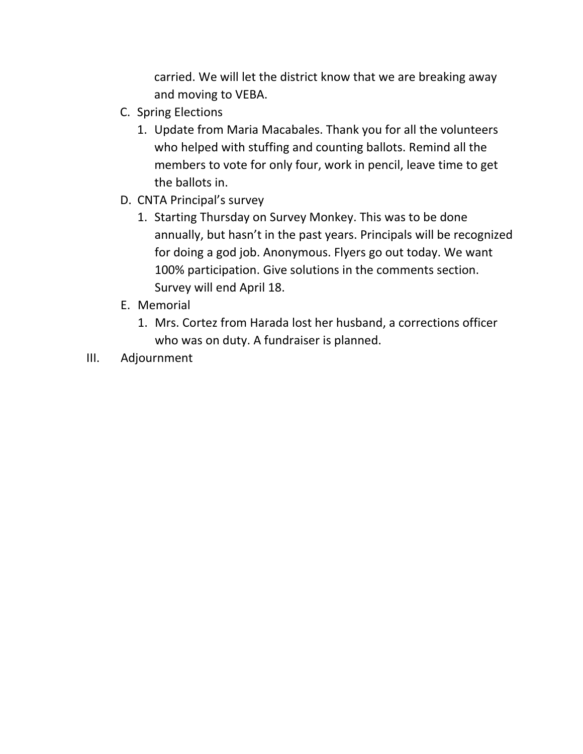carried. We will let the district know that we are breaking away and moving to VEBA.

C. Spring Elections
   1. Update from Maria Macabales. Thank you for all the volunteers who helped with stuffing and counting ballots. Remind all the members to vote for only four, work in pencil, leave time to get the ballots in.

D. CNTA Principal's survey
   1. Starting Thursday on Survey Monkey. This was to be done annually, but hasn't in the past years. Principals will be recognized for doing a god job. Anonymous. Flyers go out today. We want 100% participation. Give solutions in the comments section. Survey will end April 18.

E. Memorial
   1. Mrs. Cortez from Harada lost her husband, a corrections officer who was on duty. A fundraiser is planned.

III. Adjournment